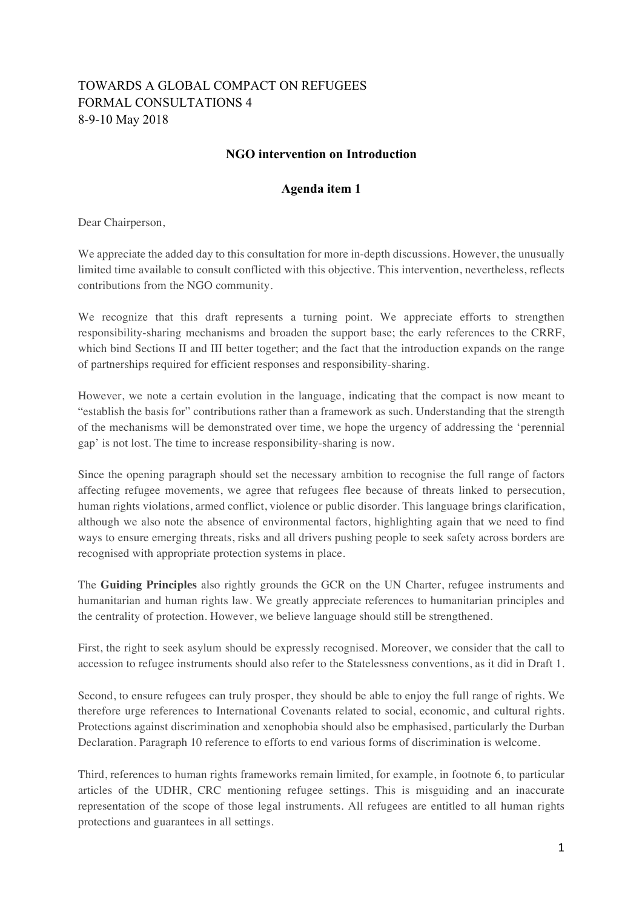TOWARDS A GLOBAL COMPACT ON REFUGEES
FORMAL CONSULTATIONS 4
8-9-10 May 2018

**NGO intervention on Introduction**

**Agenda item 1**

Dear Chairperson,

We appreciate the added day to this consultation for more in-depth discussions. However, the unusually limited time available to consult conflicted with this objective. This intervention, nevertheless, reflects contributions from the NGO community.

We recognize that this draft represents a turning point. We appreciate efforts to strengthen responsibility-sharing mechanisms and broaden the support base; the early references to the CRRF, which bind Sections II and III better together; and the fact that the introduction expands on the range of partnerships required for efficient responses and responsibility-sharing.

However, we note a certain evolution in the language, indicating that the compact is now meant to "establish the basis for" contributions rather than a framework as such. Understanding that the strength of the mechanisms will be demonstrated over time, we hope the urgency of addressing the 'perennial gap' is not lost. The time to increase responsibility-sharing is now.

Since the opening paragraph should set the necessary ambition to recognise the full range of factors affecting refugee movements, we agree that refugees flee because of threats linked to persecution, human rights violations, armed conflict, violence or public disorder. This language brings clarification, although we also note the absence of environmental factors, highlighting again that we need to find ways to ensure emerging threats, risks and all drivers pushing people to seek safety across borders are recognised with appropriate protection systems in place.

The **Guiding Principles** also rightly grounds the GCR on the UN Charter, refugee instruments and humanitarian and human rights law. We greatly appreciate references to humanitarian principles and the centrality of protection. However, we believe language should still be strengthened.

First, the right to seek asylum should be expressly recognised. Moreover, we consider that the call to accession to refugee instruments should also refer to the Statelessness conventions, as it did in Draft 1.

Second, to ensure refugees can truly prosper, they should be able to enjoy the full range of rights. We therefore urge references to International Covenants related to social, economic, and cultural rights. Protections against discrimination and xenophobia should also be emphasised, particularly the Durban Declaration. Paragraph 10 reference to efforts to end various forms of discrimination is welcome.

Third, references to human rights frameworks remain limited, for example, in footnote 6, to particular articles of the UDHR, CRC mentioning refugee settings. This is misguiding and an inaccurate representation of the scope of those legal instruments. All refugees are entitled to all human rights protections and guarantees in all settings.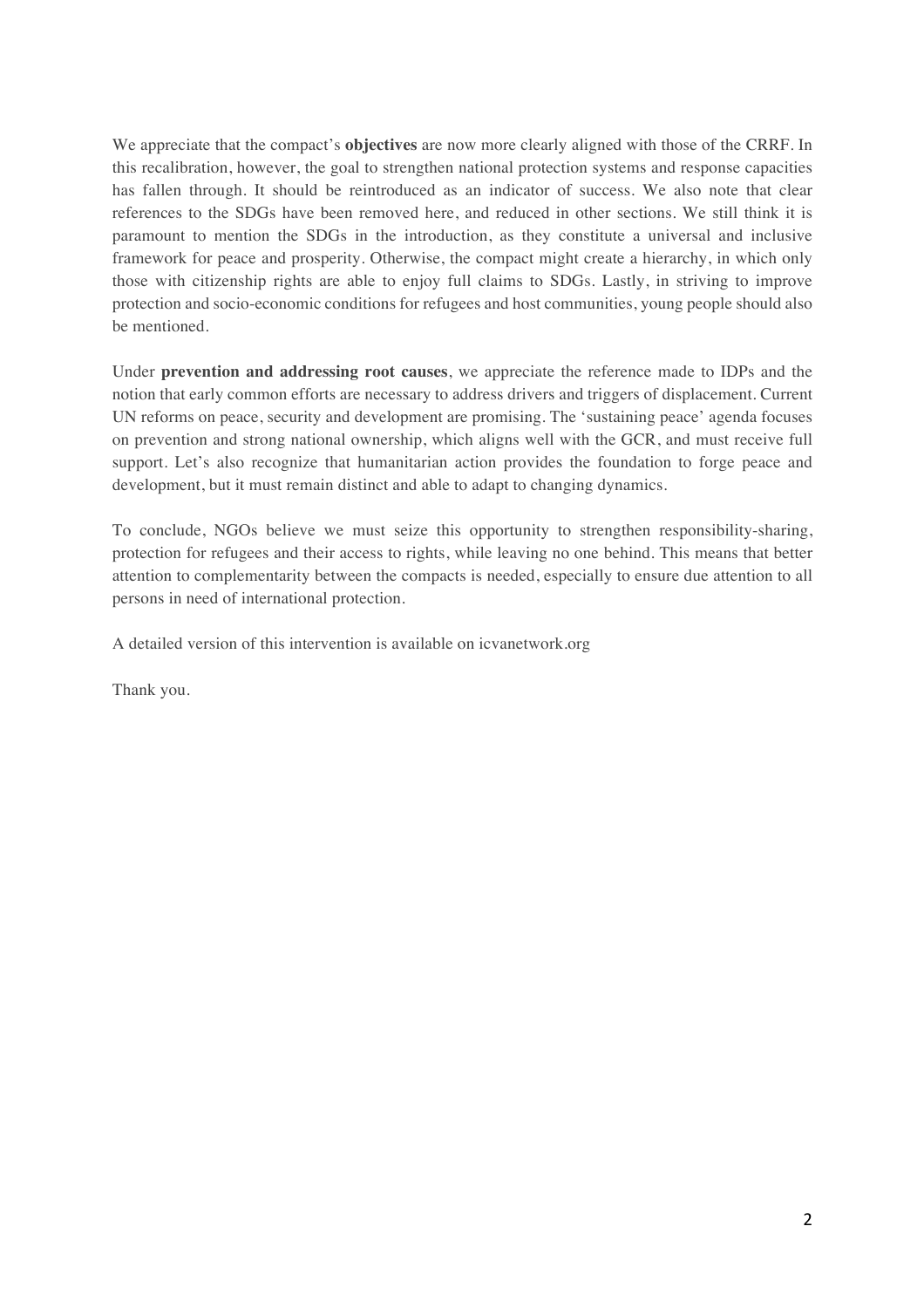We appreciate that the compact's **objectives** are now more clearly aligned with those of the CRRF. In this recalibration, however, the goal to strengthen national protection systems and response capacities has fallen through. It should be reintroduced as an indicator of success. We also note that clear references to the SDGs have been removed here, and reduced in other sections. We still think it is paramount to mention the SDGs in the introduction, as they constitute a universal and inclusive framework for peace and prosperity. Otherwise, the compact might create a hierarchy, in which only those with citizenship rights are able to enjoy full claims to SDGs. Lastly, in striving to improve protection and socio-economic conditions for refugees and host communities, young people should also be mentioned.

Under **prevention and addressing root causes**, we appreciate the reference made to IDPs and the notion that early common efforts are necessary to address drivers and triggers of displacement. Current UN reforms on peace, security and development are promising. The 'sustaining peace' agenda focuses on prevention and strong national ownership, which aligns well with the GCR, and must receive full support. Let's also recognize that humanitarian action provides the foundation to forge peace and development, but it must remain distinct and able to adapt to changing dynamics.

To conclude, NGOs believe we must seize this opportunity to strengthen responsibility-sharing, protection for refugees and their access to rights, while leaving no one behind. This means that better attention to complementarity between the compacts is needed, especially to ensure due attention to all persons in need of international protection.

A detailed version of this intervention is available on icvanetwork.org

Thank you.